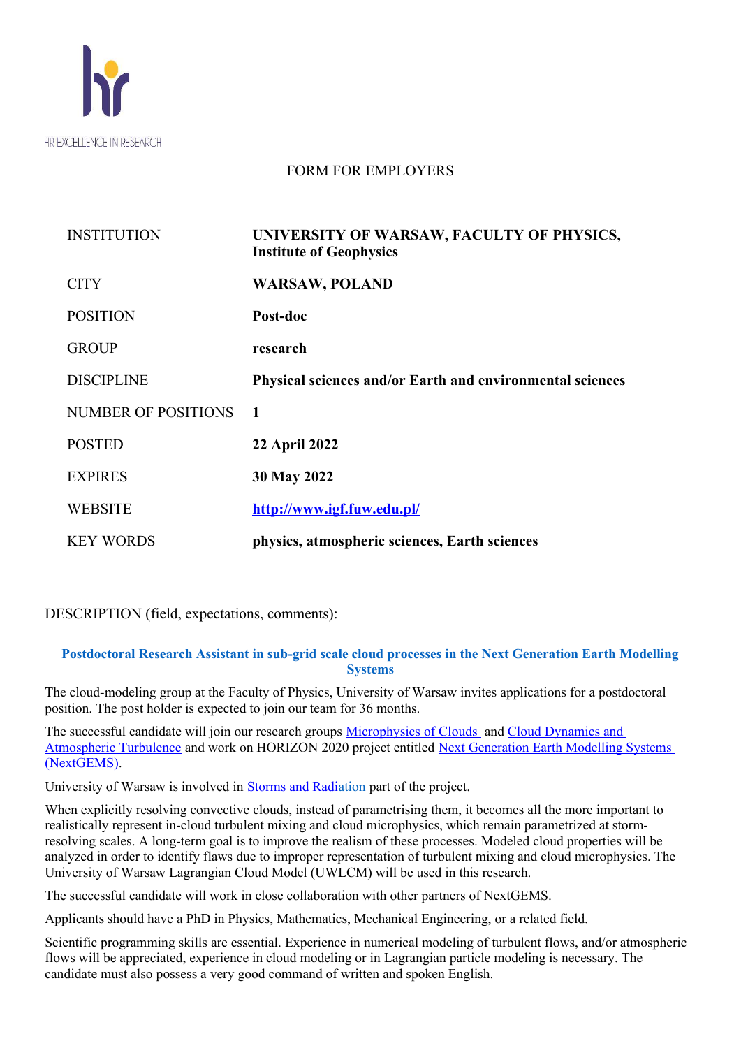HR EXCELLENCE IN RESEARCH

FORM FOR EMPLOYERS

| | |
|---|---|
| INSTITUTION | **UNIVERSITY OF WARSAW, FACULTY OF PHYSICS, Institute of Geophysics** |
| CITY | **WARSAW, POLAND** |
| POSITION | **Post-doc** |
| GROUP | **research** |
| DISCIPLINE | **Physical sciences and/or Earth and environmental sciences** |
| NUMBER OF POSITIONS | **1** |
| POSTED | **22 April 2022** |
| EXPIRES | **30 May 2022** |
| WEBSITE | **http://www.igf.fuw.edu.pl/** |
| KEY WORDS | **physics, atmospheric sciences, Earth sciences** |

DESCRIPTION (field, expectations, comments):

## Postdoctoral Research Assistant in sub-grid scale cloud processes in the Next Generation Earth Modelling Systems

The cloud-modeling group at the Faculty of Physics, University of Warsaw invites applications for a postdoctoral position. The post holder is expected to join our team for 36 months.

The successful candidate will join our research groups Microphysics of Clouds and Cloud Dynamics and Atmospheric Turbulence and work on HORIZON 2020 project entitled Next Generation Earth Modelling Systems (NextGEMS).

University of Warsaw is involved in Storms and Radiation part of the project.

When explicitly resolving convective clouds, instead of parametrising them, it becomes all the more important to realistically represent in-cloud turbulent mixing and cloud microphysics, which remain parametrized at storm-resolving scales. A long-term goal is to improve the realism of these processes. Modeled cloud properties will be analyzed in order to identify flaws due to improper representation of turbulent mixing and cloud microphysics. The University of Warsaw Lagrangian Cloud Model (UWLCM) will be used in this research.

The successful candidate will work in close collaboration with other partners of NextGEMS.

Applicants should have a PhD in Physics, Mathematics, Mechanical Engineering, or a related field.

Scientific programming skills are essential. Experience in numerical modeling of turbulent flows, and/or atmospheric flows will be appreciated, experience in cloud modeling or in Lagrangian particle modeling is necessary. The candidate must also possess a very good command of written and spoken English.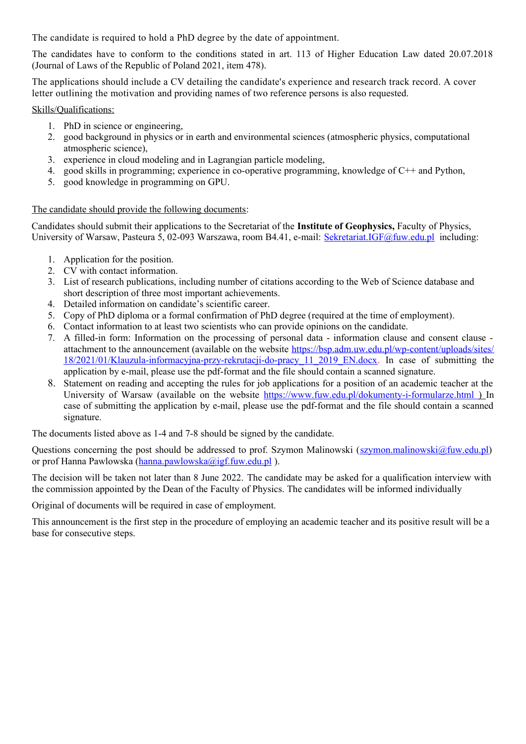The candidate is required to hold a PhD degree by the date of appointment.

The candidates have to conform to the conditions stated in art. 113 of Higher Education Law dated 20.07.2018 (Journal of Laws of the Republic of Poland 2021, item 478).

The applications should include a CV detailing the candidate's experience and research track record. A cover letter outlining the motivation and providing names of two reference persons is also requested.

Skills/Qualifications:

1. PhD in science or engineering,
2. good background in physics or in earth and environmental sciences (atmospheric physics, computational atmospheric science),
3. experience in cloud modeling and in Lagrangian particle modeling,
4. good skills in programming; experience in co-operative programming, knowledge of C++ and Python,
5. good knowledge in programming on GPU.

The candidate should provide the following documents:

Candidates should submit their applications to the Secretariat of the **Institute of Geophysics,** Faculty of Physics, University of Warsaw, Pasteura 5, 02-093 Warszawa, room B4.41, e-mail: Sekretariat.IGF@fuw.edu.pl including:

1. Application for the position.
2. CV with contact information.
3. List of research publications, including number of citations according to the Web of Science database and short description of three most important achievements.
4. Detailed information on candidate's scientific career.
5. Copy of PhD diploma or a formal confirmation of PhD degree (required at the time of employment).
6. Contact information to at least two scientists who can provide opinions on the candidate.
7. A filled-in form: Information on the processing of personal data - information clause and consent clause - attachment to the announcement (available on the website https://bsp.adm.uw.edu.pl/wp-content/uploads/sites/18/2021/01/Klauzula-informacyjna-przy-rekrutacji-do-pracy_11_2019_EN.docx. In case of submitting the application by e-mail, please use the pdf-format and the file should contain a scanned signature.
8. Statement on reading and accepting the rules for job applications for a position of an academic teacher at the University of Warsaw (available on the website https://www.fuw.edu.pl/dokumenty-i-formularze.html ) In case of submitting the application by e-mail, please use the pdf-format and the file should contain a scanned signature.

The documents listed above as 1-4 and 7-8 should be signed by the candidate.

Questions concerning the post should be addressed to prof. Szymon Malinowski (szymon.malinowski@fuw.edu.pl) or prof Hanna Pawlowska (hanna.pawlowska@igf.fuw.edu.pl ).

The decision will be taken not later than 8 June 2022. The candidate may be asked for a qualification interview with the commission appointed by the Dean of the Faculty of Physics. The candidates will be informed individually

Original of documents will be required in case of employment.

This announcement is the first step in the procedure of employing an academic teacher and its positive result will be a base for consecutive steps.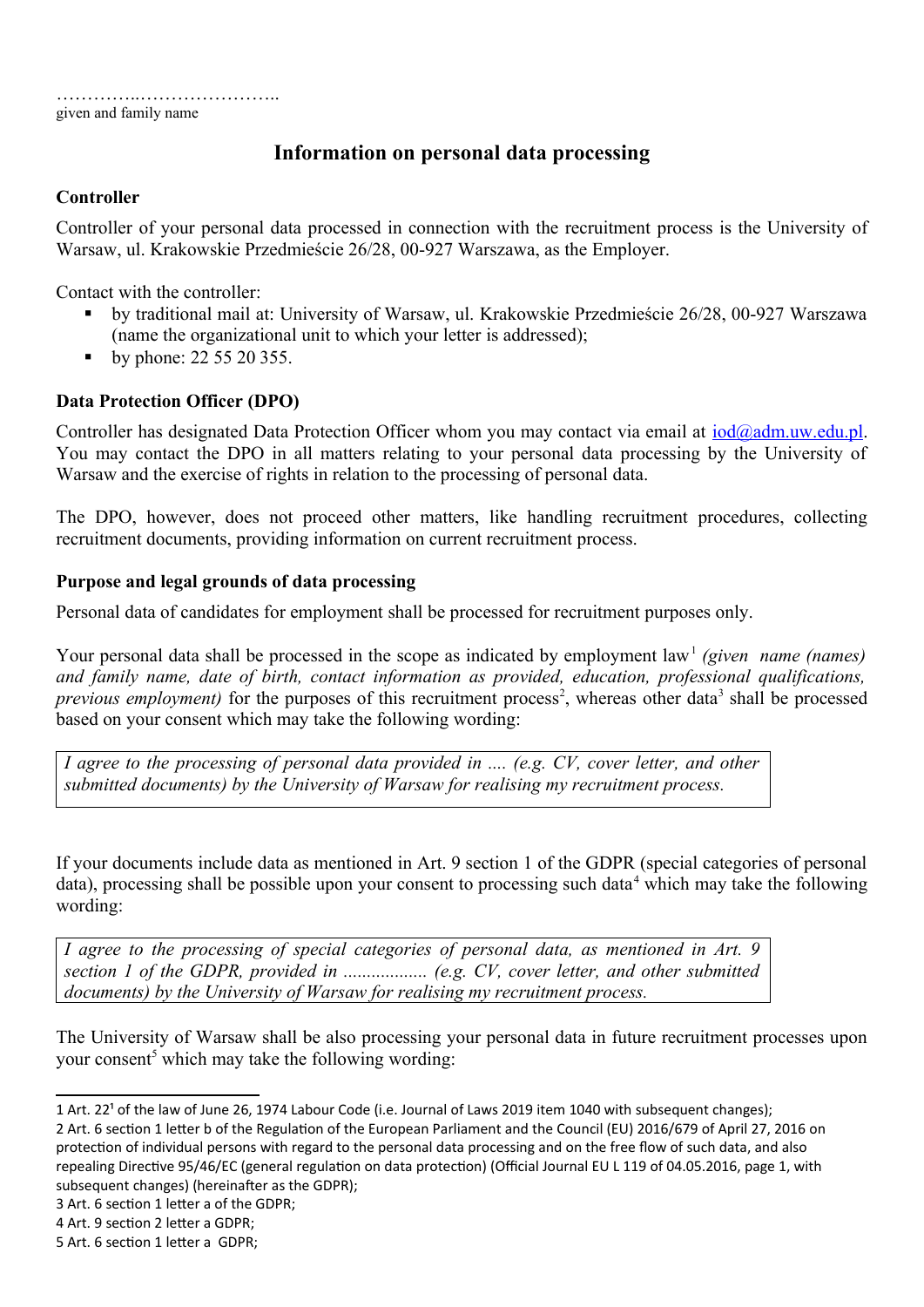…………..…………………..
given and family name

# Information on personal data processing

## Controller

Controller of your personal data processed in connection with the recruitment process is the University of Warsaw, ul. Krakowskie Przedmieście 26/28, 00-927 Warszawa, as the Employer.

Contact with the controller:

- by traditional mail at: University of Warsaw, ul. Krakowskie Przedmieście 26/28, 00-927 Warszawa (name the organizational unit to which your letter is addressed);
- by phone: 22 55 20 355.

## Data Protection Officer (DPO)

Controller has designated Data Protection Officer whom you may contact via email at iod@adm.uw.edu.pl. You may contact the DPO in all matters relating to your personal data processing by the University of Warsaw and the exercise of rights in relation to the processing of personal data.

The DPO, however, does not proceed other matters, like handling recruitment procedures, collecting recruitment documents, providing information on current recruitment process.

## Purpose and legal grounds of data processing

Personal data of candidates for employment shall be processed for recruitment purposes only.

Your personal data shall be processed in the scope as indicated by employment law[1] *(given name (names) and family name, date of birth, contact information as provided, education, professional qualifications, previous employment)* for the purposes of this recruitment process[2], whereas other data[3] shall be processed based on your consent which may take the following wording:

> *I agree to the processing of personal data provided in .... (e.g. CV, cover letter, and other submitted documents) by the University of Warsaw for realising my recruitment process.*

If your documents include data as mentioned in Art. 9 section 1 of the GDPR (special categories of personal data), processing shall be possible upon your consent to processing such data[4] which may take the following wording:

> *I agree to the processing of special categories of personal data, as mentioned in Art. 9 section 1 of the GDPR, provided in .................. (e.g. CV, cover letter, and other submitted documents) by the University of Warsaw for realising my recruitment process.*

The University of Warsaw shall be also processing your personal data in future recruitment processes upon your consent[5] which may take the following wording:

---

1 Art. 22[1] of the law of June 26, 1974 Labour Code (i.e. Journal of Laws 2019 item 1040 with subsequent changes);
2 Art. 6 section 1 letter b of the Regulation of the European Parliament and the Council (EU) 2016/679 of April 27, 2016 on protection of individual persons with regard to the personal data processing and on the free flow of such data, and also repealing Directive 95/46/EC (general regulation on data protection) (Official Journal EU L 119 of 04.05.2016, page 1, with subsequent changes) (hereinafter as the GDPR);
3 Art. 6 section 1 letter a of the GDPR;
4 Art. 9 section 2 letter a GDPR;
5 Art. 6 section 1 letter a GDPR;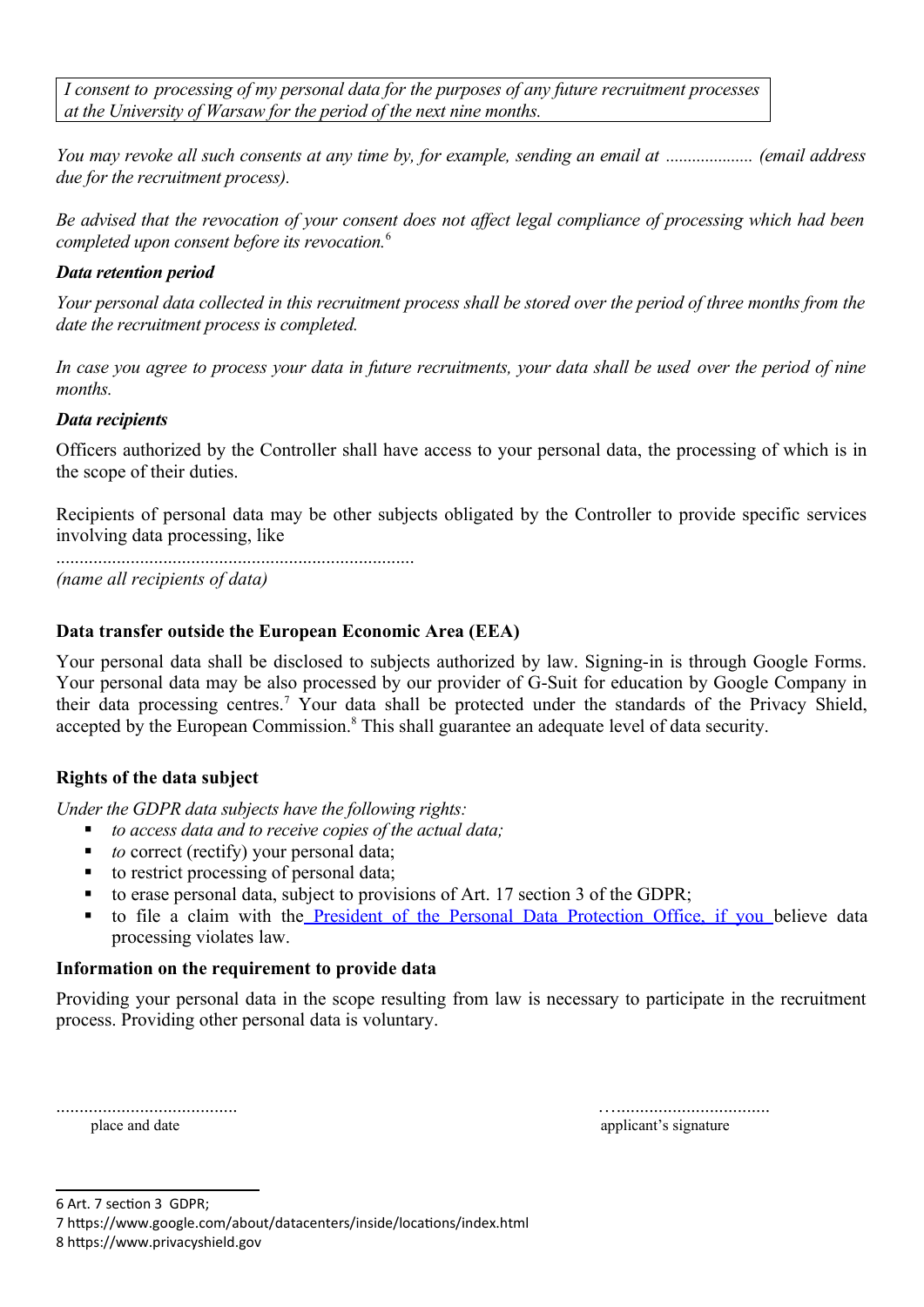*I consent to processing of my personal data for the purposes of any future recruitment processes at the University of Warsaw for the period of the next nine months.*

*You may revoke all such consents at any time by, for example, sending an email at .................... (email address due for the recruitment process).*

*Be advised that the revocation of your consent does not affect legal compliance of processing which had been completed upon consent before its revocation.*[6]

***Data retention period***

*Your personal data collected in this recruitment process shall be stored over the period of three months from the date the recruitment process is completed.*

*In case you agree to process your data in future recruitments, your data shall be used over the period of nine months.*

***Data recipients***

Officers authorized by the Controller shall have access to your personal data, the processing of which is in the scope of their duties.

Recipients of personal data may be other subjects obligated by the Controller to provide specific services involving data processing, like

.............................................................................
*(name all recipients of data)*

**Data transfer outside the European Economic Area (EEA)**

Your personal data shall be disclosed to subjects authorized by law. Signing-in is through Google Forms. Your personal data may be also processed by our provider of G-Suit for education by Google Company in their data processing centres.[7] Your data shall be protected under the standards of the Privacy Shield, accepted by the European Commission.[8] This shall guarantee an adequate level of data security.

**Rights of the data subject**

*Under the GDPR data subjects have the following rights:*

- *to access data and to receive copies of the actual data;*
- *to* correct (rectify) your personal data;
- to restrict processing of personal data;
- to erase personal data, subject to provisions of Art. 17 section 3 of the GDPR;
- to file a claim with the President of the Personal Data Protection Office, if you believe data processing violates law.

**Information on the requirement to provide data**

Providing your personal data in the scope resulting from law is necessary to participate in the recruitment process. Providing other personal data is voluntary.

....................................... place and date

…................................. applicant's signature

---

6 Art. 7 section 3 GDPR;
7 https://www.google.com/about/datacenters/inside/locations/index.html
8 https://www.privacyshield.gov